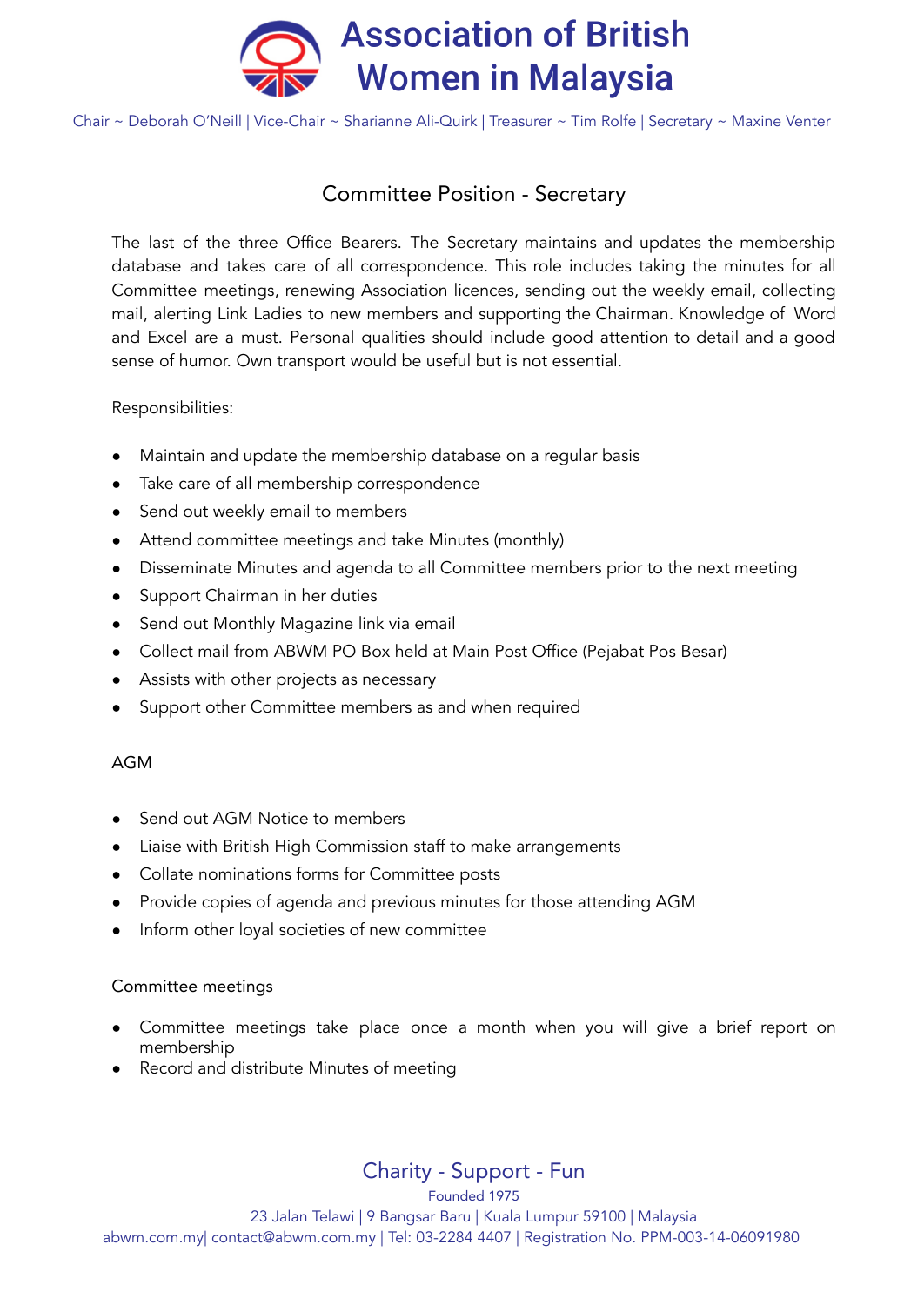# Association of British Women in Malaysia

Chair ~ Deborah O'Neill | Vice-Chair ~ Sharianne Ali-Quirk | Treasurer ~ Tim Rolfe | Secretary ~ Maxine Venter

## Committee Position - Secretary

The last of the three Office Bearers. The Secretary maintains and updates the membership database and takes care of all correspondence. This role includes taking the minutes for all Committee meetings, renewing Association licences, sending out the weekly email, collecting mail, alerting Link Ladies to new members and supporting the Chairman. Knowledge of Word and Excel are a must. Personal qualities should include good attention to detail and a good sense of humor. Own transport would be useful but is not essential.

Responsibilities:

- Maintain and update the membership database on a regular basis
- Take care of all membership correspondence
- Send out weekly email to members
- Attend committee meetings and take Minutes (monthly)
- Disseminate Minutes and agenda to all Committee members prior to the next meeting
- Support Chairman in her duties
- Send out Monthly Magazine link via email
- Collect mail from ABWM PO Box held at Main Post Office (Pejabat Pos Besar)
- Assists with other projects as necessary
- Support other Committee members as and when required

AGM

- Send out AGM Notice to members
- Liaise with British High Commission staff to make arrangements
- Collate nominations forms for Committee posts
- Provide copies of agenda and previous minutes for those attending AGM
- Inform other loyal societies of new committee

Committee meetings

- Committee meetings take place once a month when you will give a brief report on membership
- Record and distribute Minutes of meeting

Charity - Support - Fun

Founded 1975

23 Jalan Telawi | 9 Bangsar Baru | Kuala Lumpur 59100 | Malaysia

abwm.com.my| contact@abwm.com.my | Tel: 03-2284 4407 | Registration No. PPM-003-14-06091980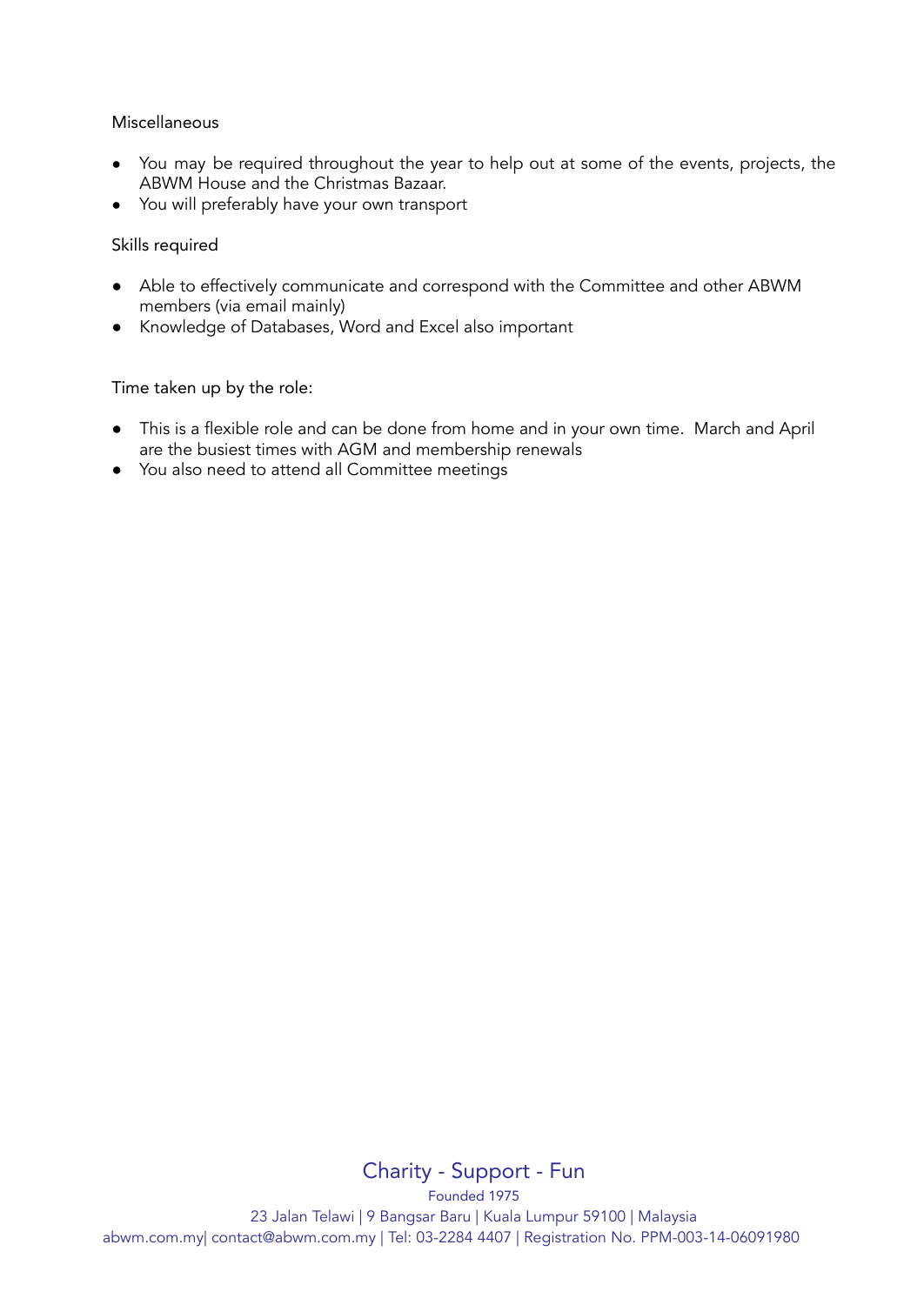Miscellaneous

- You may be required throughout the year to help out at some of the events, projects, the ABWM House and the Christmas Bazaar.
- You will preferably have your own transport

Skills required

- Able to effectively communicate and correspond with the Committee and other ABWM members (via email mainly)
- Knowledge of Databases, Word and Excel also important

Time taken up by the role:

- This is a flexible role and can be done from home and in your own time. March and April are the busiest times with AGM and membership renewals
- You also need to attend all Committee meetings